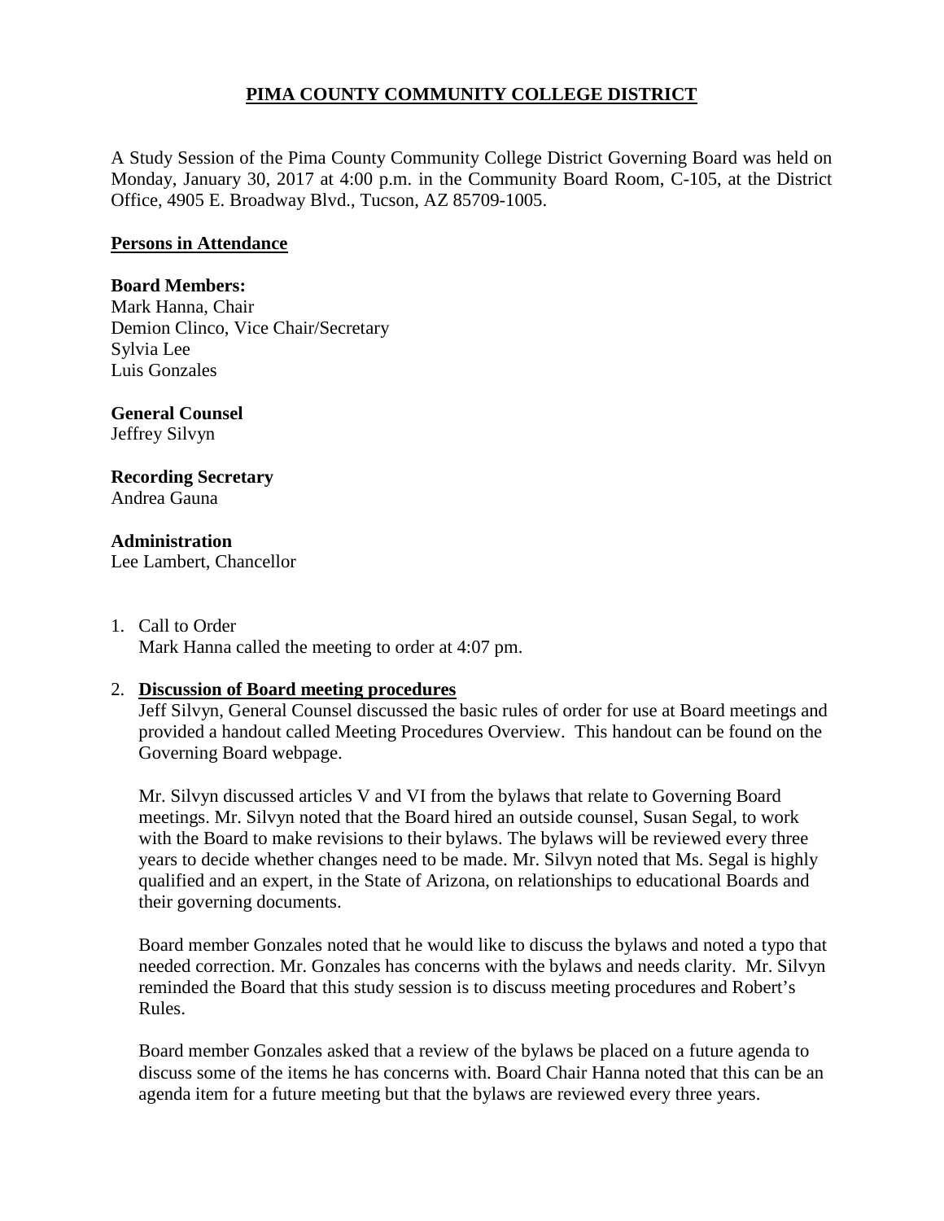# PIMA COUNTY COMMUNITY COLLEGE DISTRICT

A Study Session of the Pima County Community College District Governing Board was held on Monday, January 30, 2017 at 4:00 p.m. in the Community Board Room, C-105, at the District Office, 4905 E. Broadway Blvd., Tucson, AZ 85709-1005.

## Persons in Attendance

**Board Members:**
Mark Hanna, Chair
Demion Clinco, Vice Chair/Secretary
Sylvia Lee
Luis Gonzales

**General Counsel**
Jeffrey Silvyn

**Recording Secretary**
Andrea Gauna

**Administration**
Lee Lambert, Chancellor

1. Call to Order
   Mark Hanna called the meeting to order at 4:07 pm.

2. **Discussion of Board meeting procedures**
   Jeff Silvyn, General Counsel discussed the basic rules of order for use at Board meetings and provided a handout called Meeting Procedures Overview. This handout can be found on the Governing Board webpage.

   Mr. Silvyn discussed articles V and VI from the bylaws that relate to Governing Board meetings. Mr. Silvyn noted that the Board hired an outside counsel, Susan Segal, to work with the Board to make revisions to their bylaws. The bylaws will be reviewed every three years to decide whether changes need to be made. Mr. Silvyn noted that Ms. Segal is highly qualified and an expert, in the State of Arizona, on relationships to educational Boards and their governing documents.

   Board member Gonzales noted that he would like to discuss the bylaws and noted a typo that needed correction. Mr. Gonzales has concerns with the bylaws and needs clarity. Mr. Silvyn reminded the Board that this study session is to discuss meeting procedures and Robert's Rules.

   Board member Gonzales asked that a review of the bylaws be placed on a future agenda to discuss some of the items he has concerns with. Board Chair Hanna noted that this can be an agenda item for a future meeting but that the bylaws are reviewed every three years.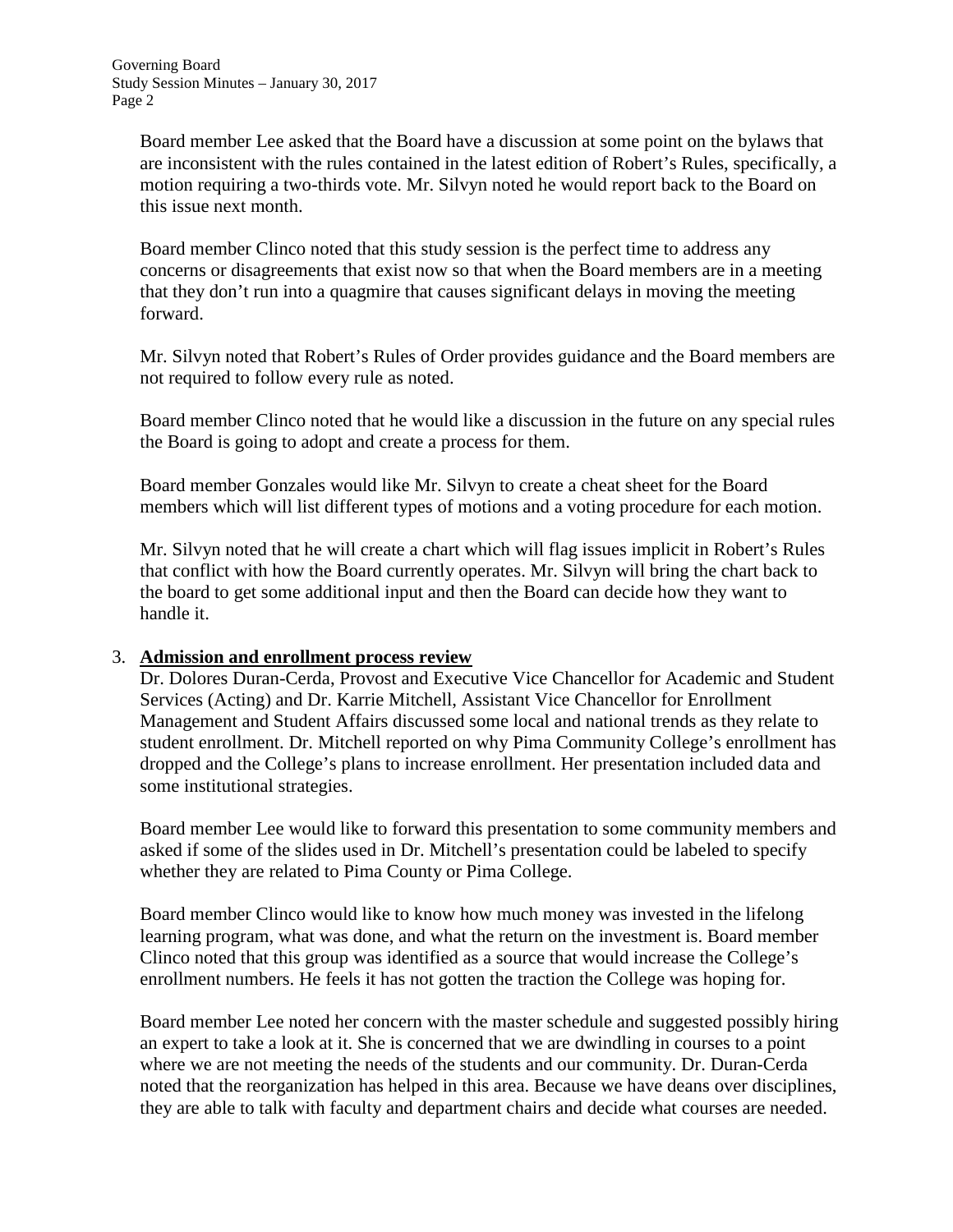Board member Lee asked that the Board have a discussion at some point on the bylaws that are inconsistent with the rules contained in the latest edition of Robert's Rules, specifically, a motion requiring a two-thirds vote. Mr. Silvyn noted he would report back to the Board on this issue next month.

Board member Clinco noted that this study session is the perfect time to address any concerns or disagreements that exist now so that when the Board members are in a meeting that they don't run into a quagmire that causes significant delays in moving the meeting forward.

Mr. Silvyn noted that Robert's Rules of Order provides guidance and the Board members are not required to follow every rule as noted.

Board member Clinco noted that he would like a discussion in the future on any special rules the Board is going to adopt and create a process for them.

Board member Gonzales would like Mr. Silvyn to create a cheat sheet for the Board members which will list different types of motions and a voting procedure for each motion.

Mr. Silvyn noted that he will create a chart which will flag issues implicit in Robert's Rules that conflict with how the Board currently operates. Mr. Silvyn will bring the chart back to the board to get some additional input and then the Board can decide how they want to handle it.

3. **Admission and enrollment process review**

   Dr. Dolores Duran-Cerda, Provost and Executive Vice Chancellor for Academic and Student Services (Acting) and Dr. Karrie Mitchell, Assistant Vice Chancellor for Enrollment Management and Student Affairs discussed some local and national trends as they relate to student enrollment. Dr. Mitchell reported on why Pima Community College's enrollment has dropped and the College's plans to increase enrollment. Her presentation included data and some institutional strategies.

   Board member Lee would like to forward this presentation to some community members and asked if some of the slides used in Dr. Mitchell's presentation could be labeled to specify whether they are related to Pima County or Pima College.

   Board member Clinco would like to know how much money was invested in the lifelong learning program, what was done, and what the return on the investment is. Board member Clinco noted that this group was identified as a source that would increase the College's enrollment numbers. He feels it has not gotten the traction the College was hoping for.

   Board member Lee noted her concern with the master schedule and suggested possibly hiring an expert to take a look at it. She is concerned that we are dwindling in courses to a point where we are not meeting the needs of the students and our community. Dr. Duran-Cerda noted that the reorganization has helped in this area. Because we have deans over disciplines, they are able to talk with faculty and department chairs and decide what courses are needed.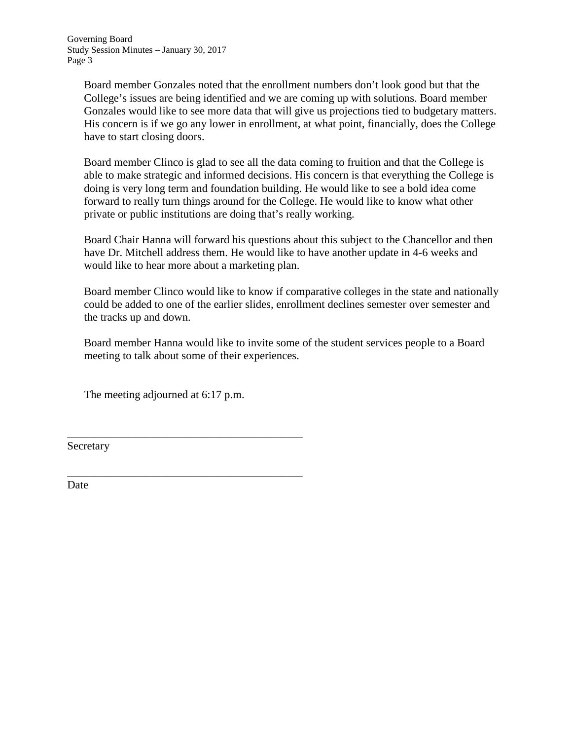Board member Gonzales noted that the enrollment numbers don't look good but that the College's issues are being identified and we are coming up with solutions. Board member Gonzales would like to see more data that will give us projections tied to budgetary matters. His concern is if we go any lower in enrollment, at what point, financially, does the College have to start closing doors.

Board member Clinco is glad to see all the data coming to fruition and that the College is able to make strategic and informed decisions. His concern is that everything the College is doing is very long term and foundation building. He would like to see a bold idea come forward to really turn things around for the College. He would like to know what other private or public institutions are doing that's really working.

Board Chair Hanna will forward his questions about this subject to the Chancellor and then have Dr. Mitchell address them. He would like to have another update in 4-6 weeks and would like to hear more about a marketing plan.

Board member Clinco would like to know if comparative colleges in the state and nationally could be added to one of the earlier slides, enrollment declines semester over semester and the tracks up and down.

Board member Hanna would like to invite some of the student services people to a Board meeting to talk about some of their experiences.

The meeting adjourned at 6:17 p.m.

\_\_\_\_\_\_\_\_\_\_\_\_\_\_\_\_\_\_\_\_\_\_\_\_\_\_\_\_\_\_\_\_\_\_\_\_\_\_\_\_\_\_\_\_\_\_

Secretary

\_\_\_\_\_\_\_\_\_\_\_\_\_\_\_\_\_\_\_\_\_\_\_\_\_\_\_\_\_\_\_\_\_\_\_\_\_\_\_\_\_\_\_\_\_\_

Date